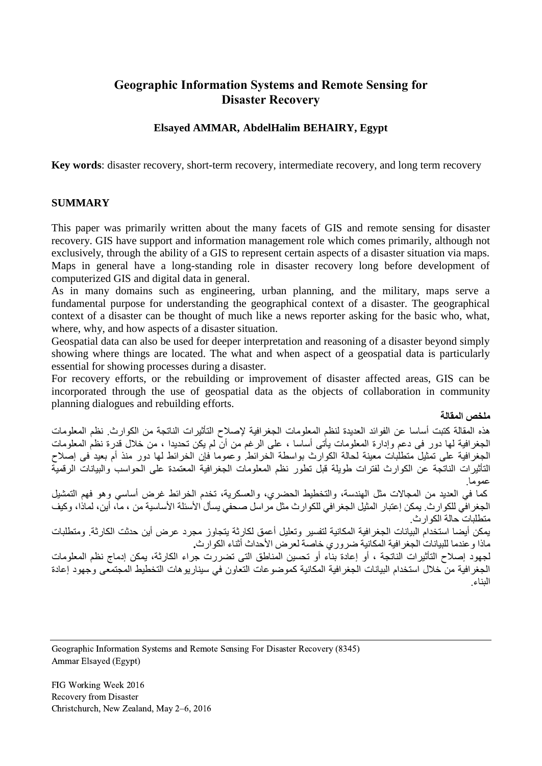# Geographic Information Systems and Remote Sensing for Disaster Recovery

**Elsayed AMMAR, AbdelHalim BEHAIRY, Egypt**

**Key words**: disaster recovery, short-term recovery, intermediate recovery, and long term recovery

## SUMMARY

This paper was primarily written about the many facets of GIS and remote sensing for disaster recovery. GIS have support and information management role which comes primarily, although not exclusively, through the ability of a GIS to represent certain aspects of a disaster situation via maps. Maps in general have a long-standing role in disaster recovery long before development of computerized GIS and digital data in general.

As in many domains such as engineering, urban planning, and the military, maps serve a fundamental purpose for understanding the geographical context of a disaster. The geographical context of a disaster can be thought of much like a news reporter asking for the basic who, what, where, why, and how aspects of a disaster situation.

Geospatial data can also be used for deeper interpretation and reasoning of a disaster beyond simply showing where things are located. The what and when aspect of a geospatial data is particularly essential for showing processes during a disaster.

For recovery efforts, or the rebuilding or improvement of disaster affected areas, GIS can be incorporated through the use of geospatial data as the objects of collaboration in community planning dialogues and rebuilding efforts.

**ملخص المقالة**

هذه المقالة كتبت أساسا عن الفوائد العديدة لنظم المعلومات الجغرافية لإصلاح التأثيرات الناتجة من الكوارث. نظم المعلومات الجغرافية لها دور فى دعم وإدارة المعلومات يأتى أساسا ، على الرغم من أن لم يكن تحديدا ، من خلال قدرة نظم المعلومات الجغرافية على تمثيل متطلبات معينة لحالة الكوارث بواسطة الخرائط. وعموما فإن الخرائط لها دور منذ أمد بعيد فى إصلاح التأثيرات الناتجة عن الكوارث لفترات طويلة قبل تطور نظم المعلومات الجغرافية المعتمدة على الحواسب والبيانات الرقمية عموما.

كما في العديد من المجالات مثل الهندسة، والتخطيط الحضري، والعسكرية، تخدم الخرائط غرض أساسي وهو فهم التمثيل الجغرافي للكوارث. يمكن إعتبار المثيل الجغرافي للكوارث مثل مراسل صحفي يسأل الأسئلة الأساسية من ، ما، أين، لماذا، وكيف متطلبات حالة الكوارث.

يمكن أيضا استخدام البيانات الجغرافية المكانية لتفسير وتعليل أعمق لكارثة يتجاوز مجرد عرض أين حدثت الكارثة. ومتطلبات ماذا وعندما للبيانات الجغرافية المكانية ضروري خاصة لعرض الأحداث أثناء الكوارث.

لجهود إصلاح التأثيرات الناتجة ، أو إعادة بناء أو تحسين المناطق التى تضررت جراء الكارثة، يمكن إدماج نظم المعلومات الجغرافية من خلال استخدام البيانات الجغرافية المكانية كموضوعات التعاون في سيناريوهات التخطيط المجتمعى وجهود إعادة البناء.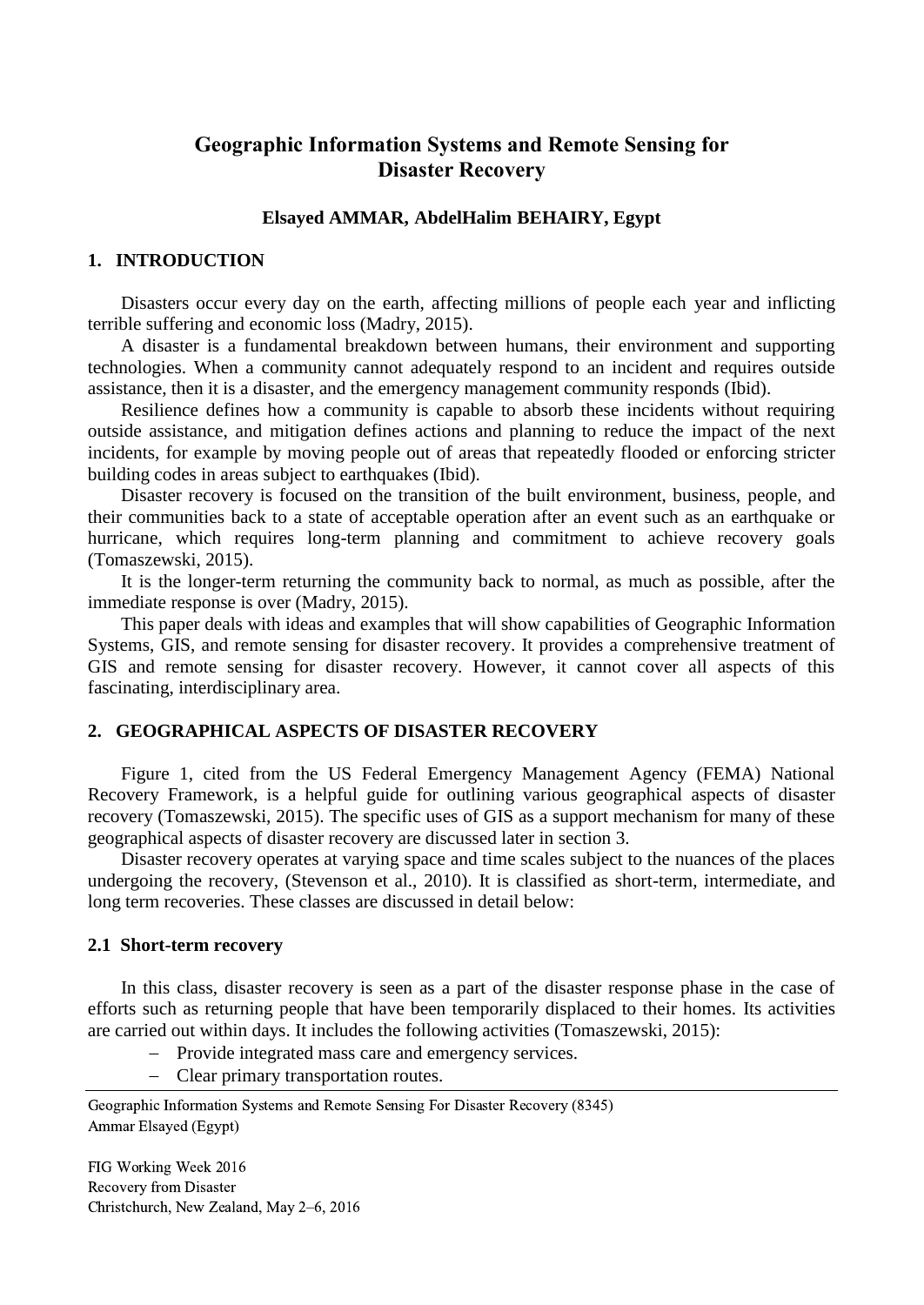# Geographic Information Systems and Remote Sensing for Disaster Recovery

**Elsayed AMMAR, AbdelHalim BEHAIRY, Egypt**

## 1. INTRODUCTION

Disasters occur every day on the earth, affecting millions of people each year and inflicting terrible suffering and economic loss (Madry, 2015).

A disaster is a fundamental breakdown between humans, their environment and supporting technologies. When a community cannot adequately respond to an incident and requires outside assistance, then it is a disaster, and the emergency management community responds (Ibid).

Resilience defines how a community is capable to absorb these incidents without requiring outside assistance, and mitigation defines actions and planning to reduce the impact of the next incidents, for example by moving people out of areas that repeatedly flooded or enforcing stricter building codes in areas subject to earthquakes (Ibid).

Disaster recovery is focused on the transition of the built environment, business, people, and their communities back to a state of acceptable operation after an event such as an earthquake or hurricane, which requires long-term planning and commitment to achieve recovery goals (Tomaszewski, 2015).

It is the longer-term returning the community back to normal, as much as possible, after the immediate response is over (Madry, 2015).

This paper deals with ideas and examples that will show capabilities of Geographic Information Systems, GIS, and remote sensing for disaster recovery. It provides a comprehensive treatment of GIS and remote sensing for disaster recovery. However, it cannot cover all aspects of this fascinating, interdisciplinary area.

## 2. GEOGRAPHICAL ASPECTS OF DISASTER RECOVERY

Figure 1, cited from the US Federal Emergency Management Agency (FEMA) National Recovery Framework, is a helpful guide for outlining various geographical aspects of disaster recovery (Tomaszewski, 2015). The specific uses of GIS as a support mechanism for many of these geographical aspects of disaster recovery are discussed later in section 3.

Disaster recovery operates at varying space and time scales subject to the nuances of the places undergoing the recovery, (Stevenson et al., 2010). It is classified as short-term, intermediate, and long term recoveries. These classes are discussed in detail below:

### 2.1 Short-term recovery

In this class, disaster recovery is seen as a part of the disaster response phase in the case of efforts such as returning people that have been temporarily displaced to their homes. Its activities are carried out within days. It includes the following activities (Tomaszewski, 2015):

- Provide integrated mass care and emergency services.
- Clear primary transportation routes.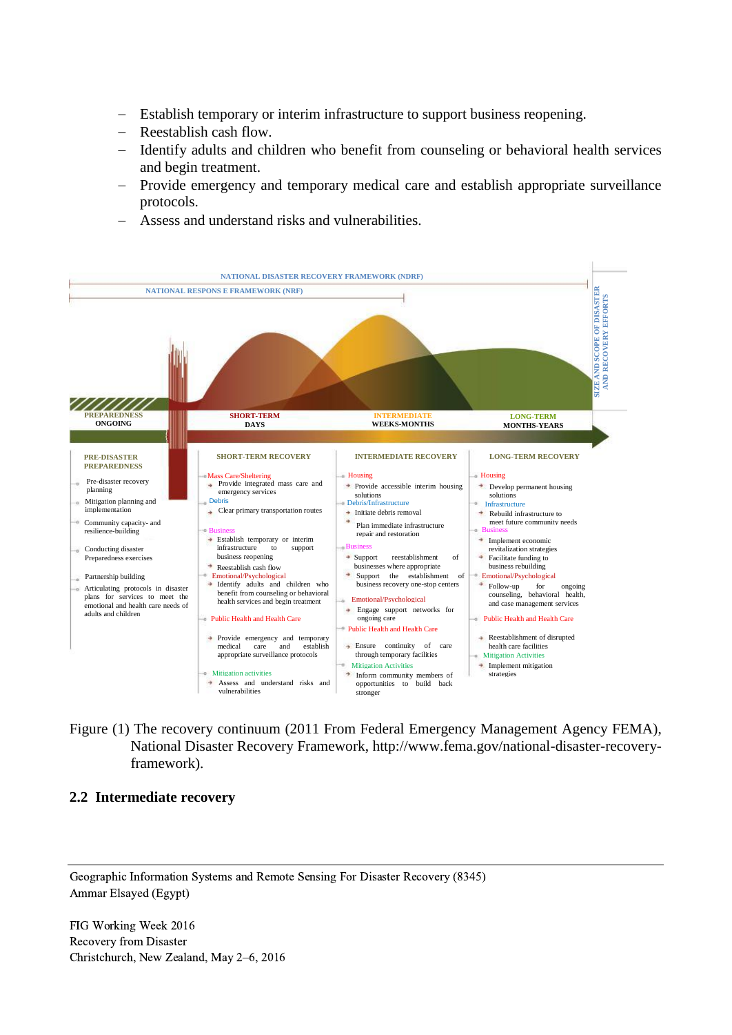– Establish temporary or interim infrastructure to support business reopening.
– Reestablish cash flow.
– Identify adults and children who benefit from counseling or behavioral health services and begin treatment.
– Provide emergency and temporary medical care and establish appropriate surveillance protocols.
– Assess and understand risks and vulnerabilities.

NATIONAL DISASTER RECOVERY FRAMEWORK (NDRF)

NATIONAL RESPONSE FRAMEWORK (NRF)

SIZE AND SCOPE OF DISASTER AND RECOVERY EFFORTS

PREPAREDNESS ONGOING | SHORT-TERM DAYS | INTERMEDIATE WEEKS-MONTHS | LONG-TERM MONTHS-YEARS

**PRE-DISASTER PREPAREDNESS**

- Pre-disaster recovery planning
- Mitigation planning and implementation
- Community capacity- and resilience-building
- Conducting disaster Preparedness exercises
- Partnership building
- Articulating protocols in disaster plans for services to meet the emotional and health care needs of adults and children

**SHORT-TERM RECOVERY**

- Mass Care/Sheltering
  - Provide integrated mass care and emergency services
- Debris
  - Clear primary transportation routes
- Business
  - Establish temporary or interim infrastructure to support business reopening
  - Reestablish cash flow
- Emotional/Psychological
  - Identify adults and children who benefit from counseling or behavioral health services and begin treatment
- Public Health and Health Care
  - Provide emergency and temporary medical care and establish appropriate surveillance protocols
- Mitigation activities
  - Assess and understand risks and vulnerabilities

**INTERMEDIATE RECOVERY**

- Housing
  - Provide accessible interim housing solutions
- Debris/Infrastructure
  - Initiate debris removal
  - Plan immediate infrastructure repair and restoration
- Business
  - Support reestablishment of businesses where appropriate
  - Support the establishment of business recovery one-stop centers
- Emotional/Psychological
  - Engage support networks for ongoing care
- Public Health and Health Care
  - Ensure continuity of care through temporary facilities
- Mitigation Activities
  - Inform community members of opportunities to build back stronger

**LONG-TERM RECOVERY**

- Housing
  - Develop permanent housing solutions
- Infrastructure
  - Rebuild infrastructure to meet future community needs
- Business
  - Implement economic revitalization strategies
  - Facilitate funding to business rebuilding
- Emotional/Psychological
  - Follow-up for ongoing counseling, behavioral health, and case management services
- Public Health and Health Care
  - Reestablishment of disrupted health care facilities
- Mitigation Activities
  - Implement mitigation strategies

Figure (1) The recovery continuum (2011 From Federal Emergency Management Agency FEMA), National Disaster Recovery Framework, http://www.fema.gov/national-disaster-recovery-framework).

## 2.2 Intermediate recovery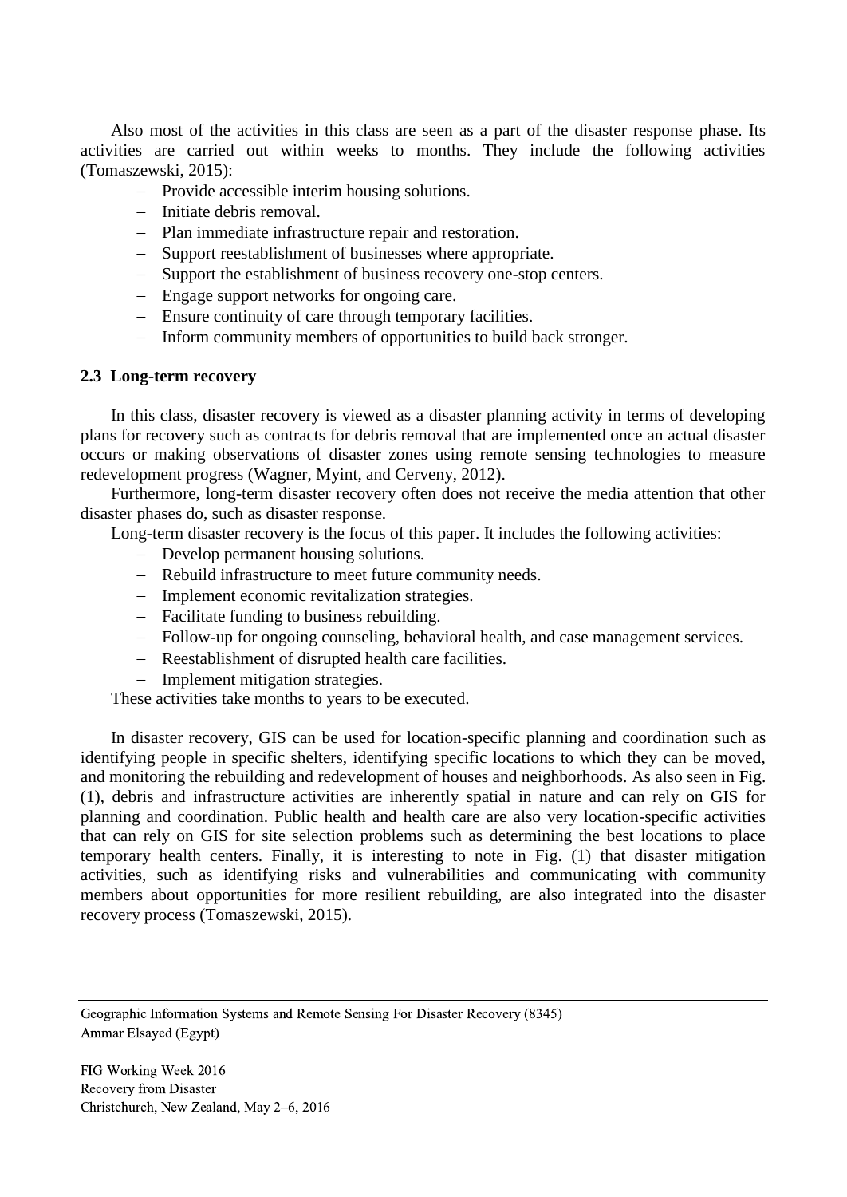Also most of the activities in this class are seen as a part of the disaster response phase. Its activities are carried out within weeks to months. They include the following activities (Tomaszewski, 2015):

- Provide accessible interim housing solutions.
- Initiate debris removal.
- Plan immediate infrastructure repair and restoration.
- Support reestablishment of businesses where appropriate.
- Support the establishment of business recovery one-stop centers.
- Engage support networks for ongoing care.
- Ensure continuity of care through temporary facilities.
- Inform community members of opportunities to build back stronger.

### 2.3 Long-term recovery

In this class, disaster recovery is viewed as a disaster planning activity in terms of developing plans for recovery such as contracts for debris removal that are implemented once an actual disaster occurs or making observations of disaster zones using remote sensing technologies to measure redevelopment progress (Wagner, Myint, and Cerveny, 2012).

Furthermore, long-term disaster recovery often does not receive the media attention that other disaster phases do, such as disaster response.

Long-term disaster recovery is the focus of this paper. It includes the following activities:

- Develop permanent housing solutions.
- Rebuild infrastructure to meet future community needs.
- Implement economic revitalization strategies.
- Facilitate funding to business rebuilding.
- Follow-up for ongoing counseling, behavioral health, and case management services.
- Reestablishment of disrupted health care facilities.
- Implement mitigation strategies.

These activities take months to years to be executed.

In disaster recovery, GIS can be used for location-specific planning and coordination such as identifying people in specific shelters, identifying specific locations to which they can be moved, and monitoring the rebuilding and redevelopment of houses and neighborhoods. As also seen in Fig. (1), debris and infrastructure activities are inherently spatial in nature and can rely on GIS for planning and coordination. Public health and health care are also very location-specific activities that can rely on GIS for site selection problems such as determining the best locations to place temporary health centers. Finally, it is interesting to note in Fig. (1) that disaster mitigation activities, such as identifying risks and vulnerabilities and communicating with community members about opportunities for more resilient rebuilding, are also integrated into the disaster recovery process (Tomaszewski, 2015).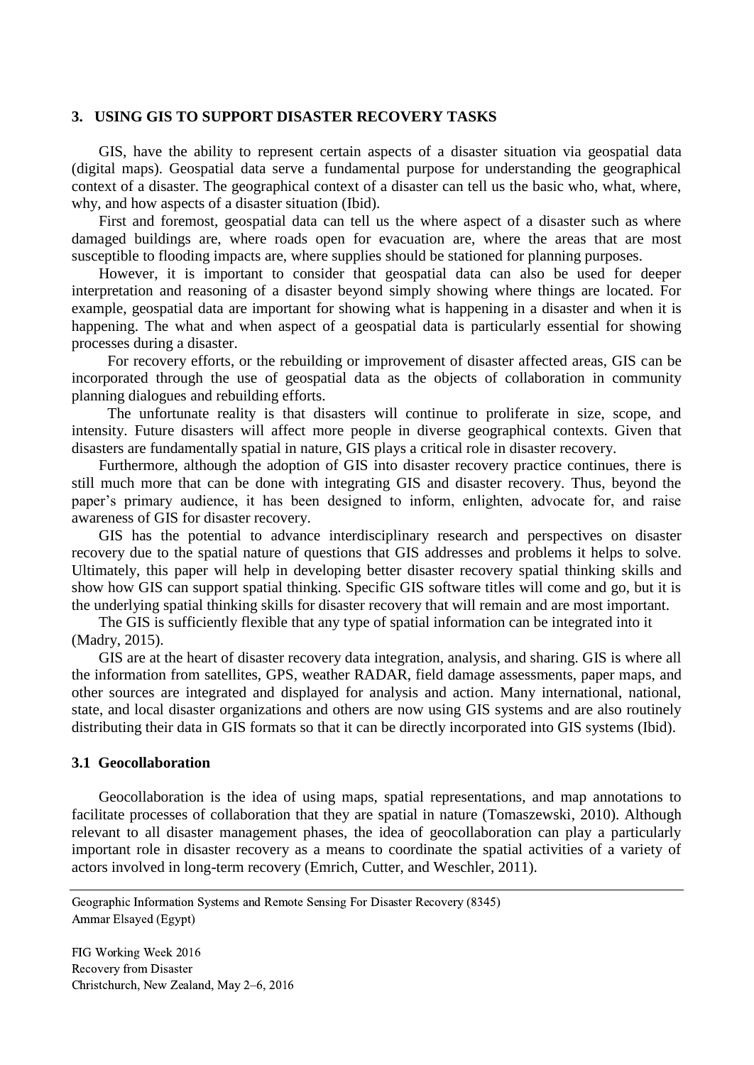## 3. USING GIS TO SUPPORT DISASTER RECOVERY TASKS

GIS, have the ability to represent certain aspects of a disaster situation via geospatial data (digital maps). Geospatial data serve a fundamental purpose for understanding the geographical context of a disaster. The geographical context of a disaster can tell us the basic who, what, where, why, and how aspects of a disaster situation (Ibid).

First and foremost, geospatial data can tell us the where aspect of a disaster such as where damaged buildings are, where roads open for evacuation are, where the areas that are most susceptible to flooding impacts are, where supplies should be stationed for planning purposes.

However, it is important to consider that geospatial data can also be used for deeper interpretation and reasoning of a disaster beyond simply showing where things are located. For example, geospatial data are important for showing what is happening in a disaster and when it is happening. The what and when aspect of a geospatial data is particularly essential for showing processes during a disaster.

For recovery efforts, or the rebuilding or improvement of disaster affected areas, GIS can be incorporated through the use of geospatial data as the objects of collaboration in community planning dialogues and rebuilding efforts.

The unfortunate reality is that disasters will continue to proliferate in size, scope, and intensity. Future disasters will affect more people in diverse geographical contexts. Given that disasters are fundamentally spatial in nature, GIS plays a critical role in disaster recovery.

Furthermore, although the adoption of GIS into disaster recovery practice continues, there is still much more that can be done with integrating GIS and disaster recovery. Thus, beyond the paper's primary audience, it has been designed to inform, enlighten, advocate for, and raise awareness of GIS for disaster recovery.

GIS has the potential to advance interdisciplinary research and perspectives on disaster recovery due to the spatial nature of questions that GIS addresses and problems it helps to solve. Ultimately, this paper will help in developing better disaster recovery spatial thinking skills and show how GIS can support spatial thinking. Specific GIS software titles will come and go, but it is the underlying spatial thinking skills for disaster recovery that will remain and are most important.

The GIS is sufficiently flexible that any type of spatial information can be integrated into it (Madry, 2015).

GIS are at the heart of disaster recovery data integration, analysis, and sharing. GIS is where all the information from satellites, GPS, weather RADAR, field damage assessments, paper maps, and other sources are integrated and displayed for analysis and action. Many international, national, state, and local disaster organizations and others are now using GIS systems and are also routinely distributing their data in GIS formats so that it can be directly incorporated into GIS systems (Ibid).

### 3.1 Geocollaboration

Geocollaboration is the idea of using maps, spatial representations, and map annotations to facilitate processes of collaboration that they are spatial in nature (Tomaszewski, 2010). Although relevant to all disaster management phases, the idea of geocollaboration can play a particularly important role in disaster recovery as a means to coordinate the spatial activities of a variety of actors involved in long-term recovery (Emrich, Cutter, and Weschler, 2011).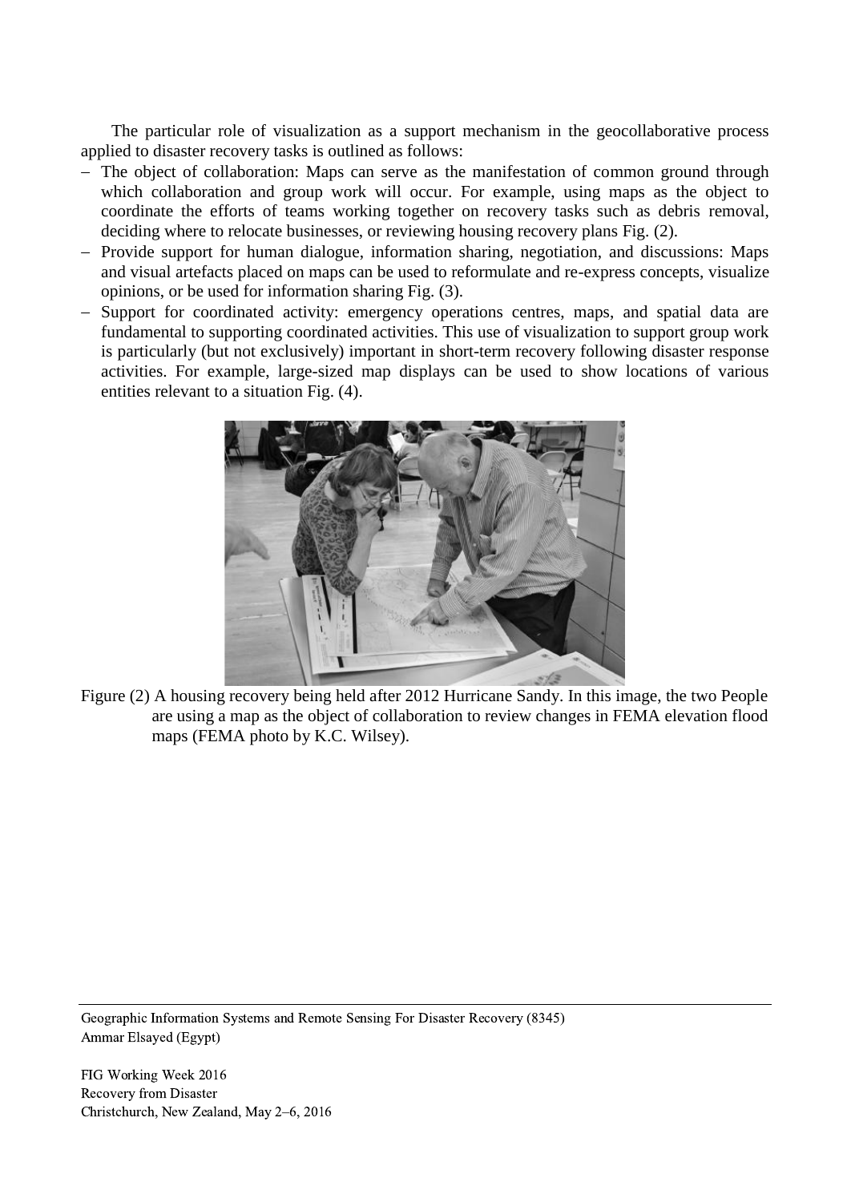The particular role of visualization as a support mechanism in the geocollaborative process applied to disaster recovery tasks is outlined as follows:

- The object of collaboration: Maps can serve as the manifestation of common ground through which collaboration and group work will occur. For example, using maps as the object to coordinate the efforts of teams working together on recovery tasks such as debris removal, deciding where to relocate businesses, or reviewing housing recovery plans Fig. (2).
- Provide support for human dialogue, information sharing, negotiation, and discussions: Maps and visual artefacts placed on maps can be used to reformulate and re-express concepts, visualize opinions, or be used for information sharing Fig. (3).
- Support for coordinated activity: emergency operations centres, maps, and spatial data are fundamental to supporting coordinated activities. This use of visualization to support group work is particularly (but not exclusively) important in short-term recovery following disaster response activities. For example, large-sized map displays can be used to show locations of various entities relevant to a situation Fig. (4).

Figure (2) A housing recovery being held after 2012 Hurricane Sandy. In this image, the two People are using a map as the object of collaboration to review changes in FEMA elevation flood maps (FEMA photo by K.C. Wilsey).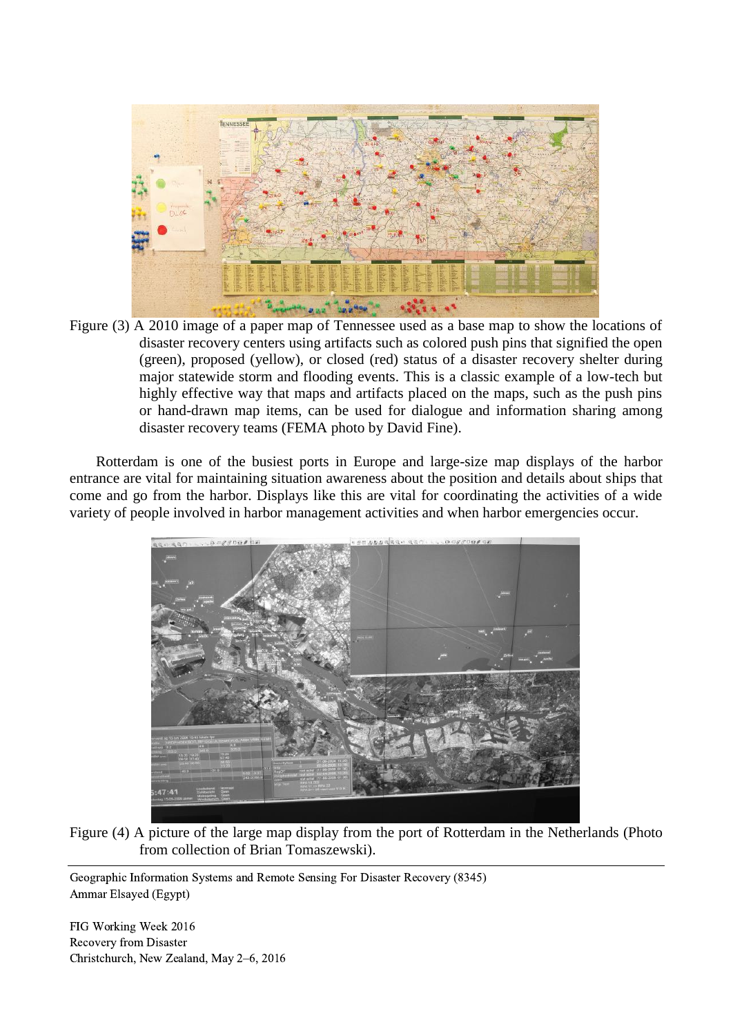Figure (3) A 2010 image of a paper map of Tennessee used as a base map to show the locations of disaster recovery centers using artifacts such as colored push pins that signified the open (green), proposed (yellow), or closed (red) status of a disaster recovery shelter during major statewide storm and flooding events. This is a classic example of a low-tech but highly effective way that maps and artifacts placed on the maps, such as the push pins or hand-drawn map items, can be used for dialogue and information sharing among disaster recovery teams (FEMA photo by David Fine).

Rotterdam is one of the busiest ports in Europe and large-size map displays of the harbor entrance are vital for maintaining situation awareness about the position and details about ships that come and go from the harbor. Displays like this are vital for coordinating the activities of a wide variety of people involved in harbor management activities and when harbor emergencies occur.

Figure (4) A picture of the large map display from the port of Rotterdam in the Netherlands (Photo from collection of Brian Tomaszewski).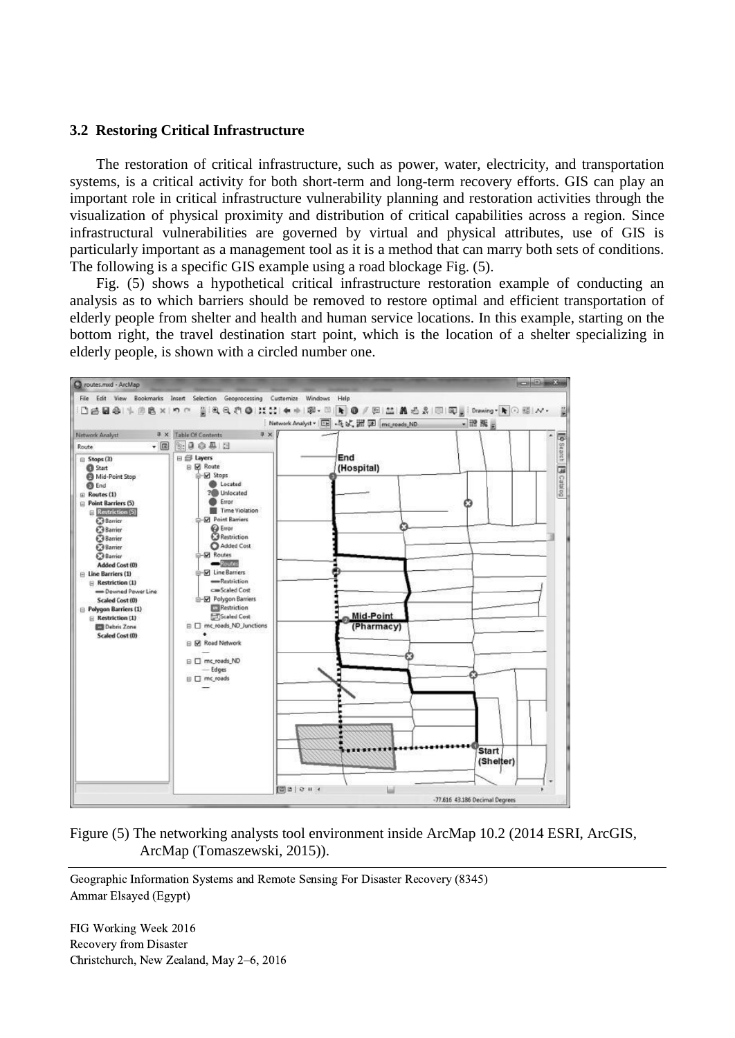### 3.2 Restoring Critical Infrastructure

The restoration of critical infrastructure, such as power, water, electricity, and transportation systems, is a critical activity for both short-term and long-term recovery efforts. GIS can play an important role in critical infrastructure vulnerability planning and restoration activities through the visualization of physical proximity and distribution of critical capabilities across a region. Since infrastructural vulnerabilities are governed by virtual and physical attributes, use of GIS is particularly important as a management tool as it is a method that can marry both sets of conditions. The following is a specific GIS example using a road blockage Fig. (5).

Fig. (5) shows a hypothetical critical infrastructure restoration example of conducting an analysis as to which barriers should be removed to restore optimal and efficient transportation of elderly people from shelter and health and human service locations. In this example, starting on the bottom right, the travel destination start point, which is the location of a shelter specializing in elderly people, is shown with a circled number one.

Figure (5) The networking analysts tool environment inside ArcMap 10.2 (2014 ESRI, ArcGIS, ArcMap (Tomaszewski, 2015)).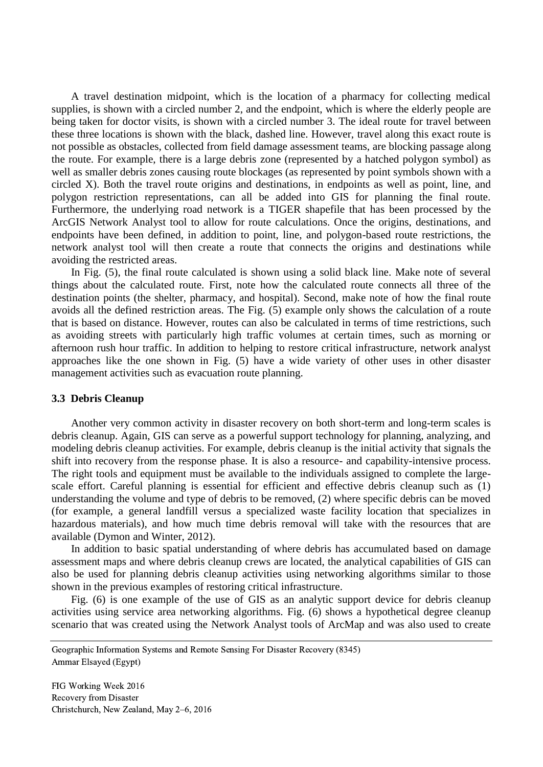A travel destination midpoint, which is the location of a pharmacy for collecting medical supplies, is shown with a circled number 2, and the endpoint, which is where the elderly people are being taken for doctor visits, is shown with a circled number 3. The ideal route for travel between these three locations is shown with the black, dashed line. However, travel along this exact route is not possible as obstacles, collected from field damage assessment teams, are blocking passage along the route. For example, there is a large debris zone (represented by a hatched polygon symbol) as well as smaller debris zones causing route blockages (as represented by point symbols shown with a circled X). Both the travel route origins and destinations, in endpoints as well as point, line, and polygon restriction representations, can all be added into GIS for planning the final route. Furthermore, the underlying road network is a TIGER shapefile that has been processed by the ArcGIS Network Analyst tool to allow for route calculations. Once the origins, destinations, and endpoints have been defined, in addition to point, line, and polygon-based route restrictions, the network analyst tool will then create a route that connects the origins and destinations while avoiding the restricted areas.

In Fig. (5), the final route calculated is shown using a solid black line. Make note of several things about the calculated route. First, note how the calculated route connects all three of the destination points (the shelter, pharmacy, and hospital). Second, make note of how the final route avoids all the defined restriction areas. The Fig. (5) example only shows the calculation of a route that is based on distance. However, routes can also be calculated in terms of time restrictions, such as avoiding streets with particularly high traffic volumes at certain times, such as morning or afternoon rush hour traffic. In addition to helping to restore critical infrastructure, network analyst approaches like the one shown in Fig. (5) have a wide variety of other uses in other disaster management activities such as evacuation route planning.

### 3.3 Debris Cleanup

Another very common activity in disaster recovery on both short-term and long-term scales is debris cleanup. Again, GIS can serve as a powerful support technology for planning, analyzing, and modeling debris cleanup activities. For example, debris cleanup is the initial activity that signals the shift into recovery from the response phase. It is also a resource- and capability-intensive process. The right tools and equipment must be available to the individuals assigned to complete the large-scale effort. Careful planning is essential for efficient and effective debris cleanup such as (1) understanding the volume and type of debris to be removed, (2) where specific debris can be moved (for example, a general landfill versus a specialized waste facility location that specializes in hazardous materials), and how much time debris removal will take with the resources that are available (Dymon and Winter, 2012).

In addition to basic spatial understanding of where debris has accumulated based on damage assessment maps and where debris cleanup crews are located, the analytical capabilities of GIS can also be used for planning debris cleanup activities using networking algorithms similar to those shown in the previous examples of restoring critical infrastructure.

Fig. (6) is one example of the use of GIS as an analytic support device for debris cleanup activities using service area networking algorithms. Fig. (6) shows a hypothetical degree cleanup scenario that was created using the Network Analyst tools of ArcMap and was also used to create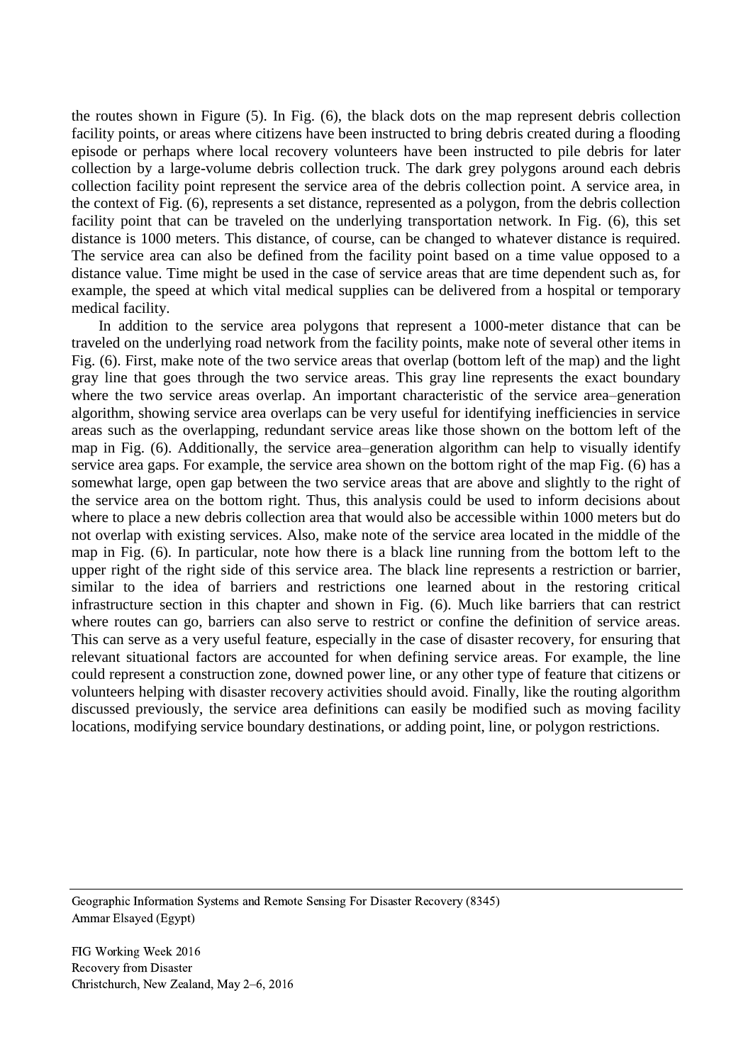the routes shown in Figure (5). In Fig. (6), the black dots on the map represent debris collection facility points, or areas where citizens have been instructed to bring debris created during a flooding episode or perhaps where local recovery volunteers have been instructed to pile debris for later collection by a large-volume debris collection truck. The dark grey polygons around each debris collection facility point represent the service area of the debris collection point. A service area, in the context of Fig. (6), represents a set distance, represented as a polygon, from the debris collection facility point that can be traveled on the underlying transportation network. In Fig. (6), this set distance is 1000 meters. This distance, of course, can be changed to whatever distance is required. The service area can also be defined from the facility point based on a time value opposed to a distance value. Time might be used in the case of service areas that are time dependent such as, for example, the speed at which vital medical supplies can be delivered from a hospital or temporary medical facility.

In addition to the service area polygons that represent a 1000-meter distance that can be traveled on the underlying road network from the facility points, make note of several other items in Fig. (6). First, make note of the two service areas that overlap (bottom left of the map) and the light gray line that goes through the two service areas. This gray line represents the exact boundary where the two service areas overlap. An important characteristic of the service area–generation algorithm, showing service area overlaps can be very useful for identifying inefficiencies in service areas such as the overlapping, redundant service areas like those shown on the bottom left of the map in Fig. (6). Additionally, the service area–generation algorithm can help to visually identify service area gaps. For example, the service area shown on the bottom right of the map Fig. (6) has a somewhat large, open gap between the two service areas that are above and slightly to the right of the service area on the bottom right. Thus, this analysis could be used to inform decisions about where to place a new debris collection area that would also be accessible within 1000 meters but do not overlap with existing services. Also, make note of the service area located in the middle of the map in Fig. (6). In particular, note how there is a black line running from the bottom left to the upper right of the right side of this service area. The black line represents a restriction or barrier, similar to the idea of barriers and restrictions one learned about in the restoring critical infrastructure section in this chapter and shown in Fig. (6). Much like barriers that can restrict where routes can go, barriers can also serve to restrict or confine the definition of service areas. This can serve as a very useful feature, especially in the case of disaster recovery, for ensuring that relevant situational factors are accounted for when defining service areas. For example, the line could represent a construction zone, downed power line, or any other type of feature that citizens or volunteers helping with disaster recovery activities should avoid. Finally, like the routing algorithm discussed previously, the service area definitions can easily be modified such as moving facility locations, modifying service boundary destinations, or adding point, line, or polygon restrictions.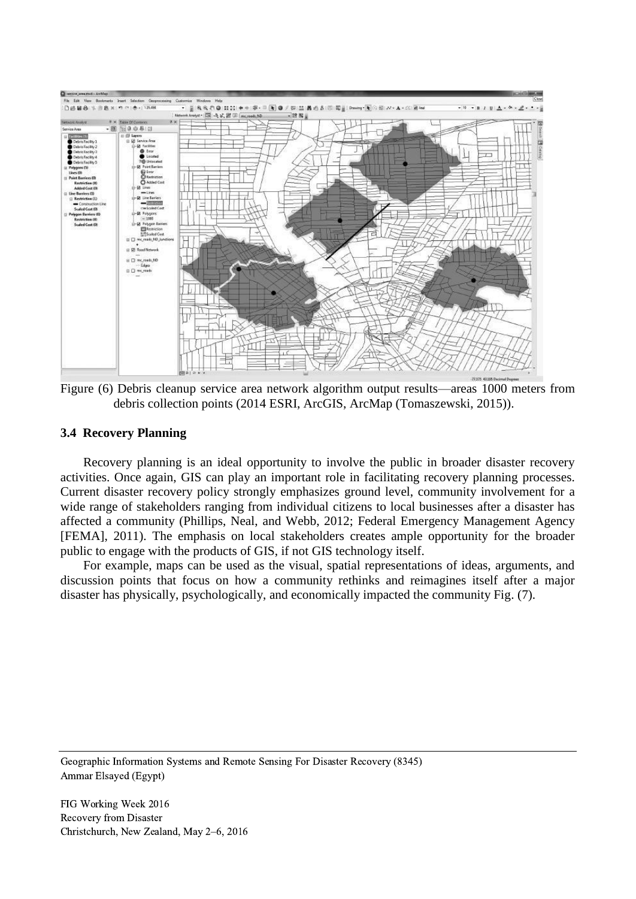Figure (6) Debris cleanup service area network algorithm output results—areas 1000 meters from debris collection points (2014 ESRI, ArcGIS, ArcMap (Tomaszewski, 2015)).

### 3.4 Recovery Planning

Recovery planning is an ideal opportunity to involve the public in broader disaster recovery activities. Once again, GIS can play an important role in facilitating recovery planning processes. Current disaster recovery policy strongly emphasizes ground level, community involvement for a wide range of stakeholders ranging from individual citizens to local businesses after a disaster has affected a community (Phillips, Neal, and Webb, 2012; Federal Emergency Management Agency [FEMA], 2011). The emphasis on local stakeholders creates ample opportunity for the broader public to engage with the products of GIS, if not GIS technology itself.

For example, maps can be used as the visual, spatial representations of ideas, arguments, and discussion points that focus on how a community rethinks and reimagines itself after a major disaster has physically, psychologically, and economically impacted the community Fig. (7).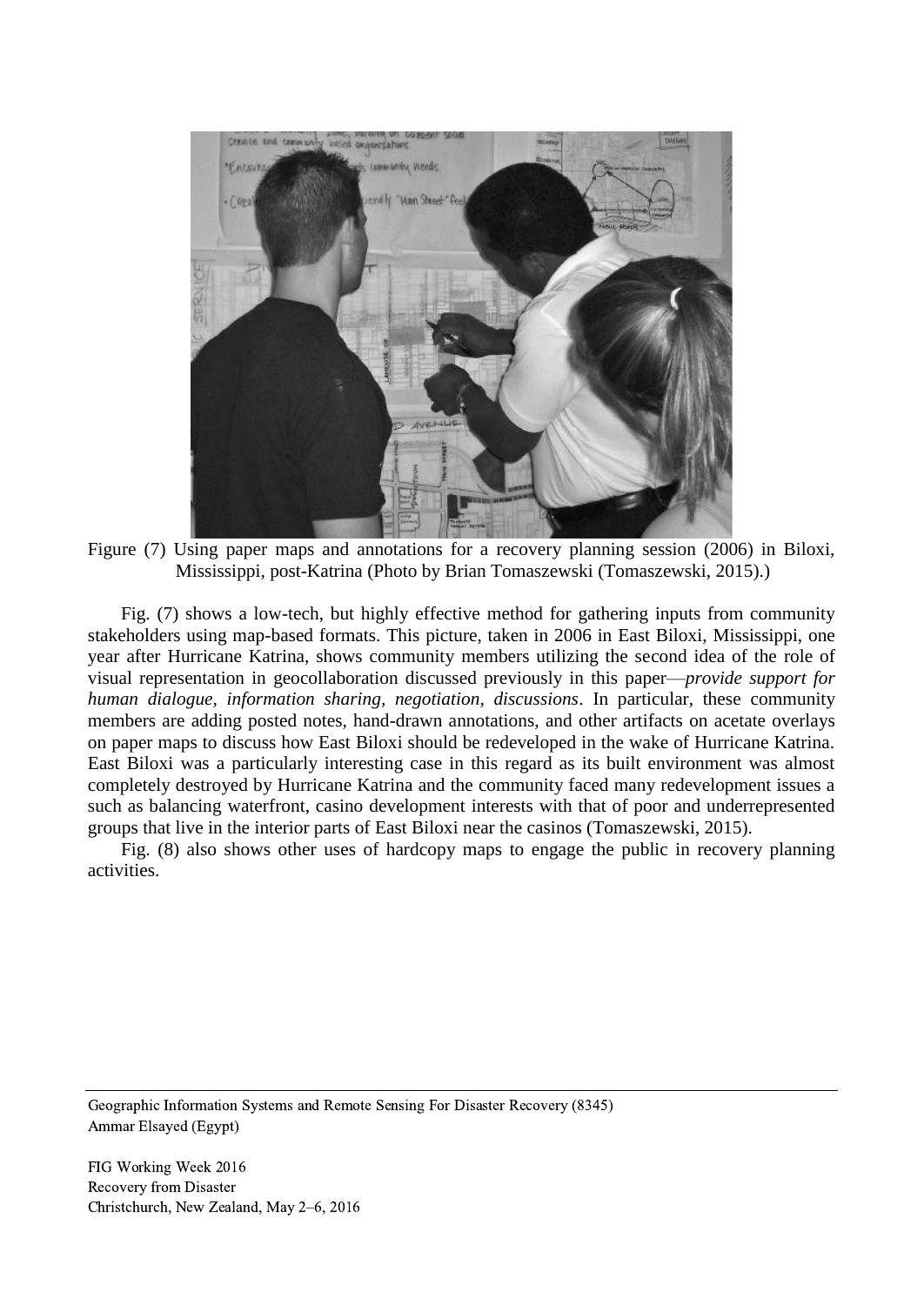Figure (7) Using paper maps and annotations for a recovery planning session (2006) in Biloxi, Mississippi, post-Katrina (Photo by Brian Tomaszewski (Tomaszewski, 2015).)

Fig. (7) shows a low-tech, but highly effective method for gathering inputs from community stakeholders using map-based formats. This picture, taken in 2006 in East Biloxi, Mississippi, one year after Hurricane Katrina, shows community members utilizing the second idea of the role of visual representation in geocollaboration discussed previously in this paper—*provide support for human dialogue, information sharing, negotiation, discussions*. In particular, these community members are adding posted notes, hand-drawn annotations, and other artifacts on acetate overlays on paper maps to discuss how East Biloxi should be redeveloped in the wake of Hurricane Katrina. East Biloxi was a particularly interesting case in this regard as its built environment was almost completely destroyed by Hurricane Katrina and the community faced many redevelopment issues a such as balancing waterfront, casino development interests with that of poor and underrepresented groups that live in the interior parts of East Biloxi near the casinos (Tomaszewski, 2015).

Fig. (8) also shows other uses of hardcopy maps to engage the public in recovery planning activities.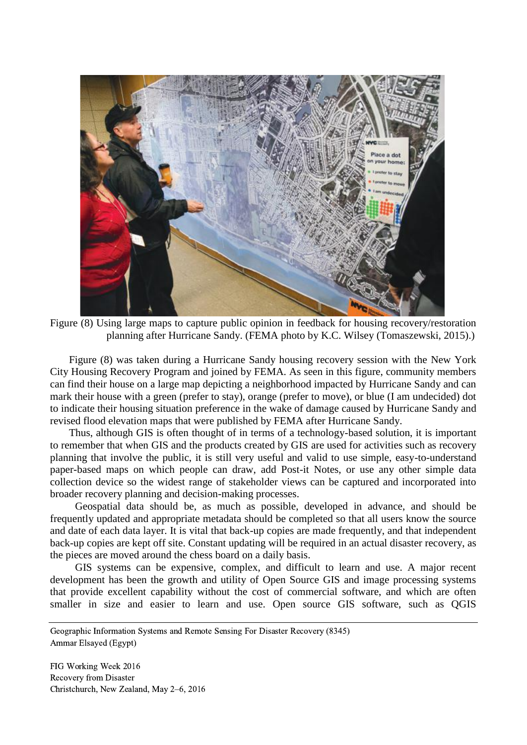Figure (8) Using large maps to capture public opinion in feedback for housing recovery/restoration planning after Hurricane Sandy. (FEMA photo by K.C. Wilsey (Tomaszewski, 2015).)

Figure (8) was taken during a Hurricane Sandy housing recovery session with the New York City Housing Recovery Program and joined by FEMA. As seen in this figure, community members can find their house on a large map depicting a neighborhood impacted by Hurricane Sandy and can mark their house with a green (prefer to stay), orange (prefer to move), or blue (I am undecided) dot to indicate their housing situation preference in the wake of damage caused by Hurricane Sandy and revised flood elevation maps that were published by FEMA after Hurricane Sandy.

Thus, although GIS is often thought of in terms of a technology-based solution, it is important to remember that when GIS and the products created by GIS are used for activities such as recovery planning that involve the public, it is still very useful and valid to use simple, easy-to-understand paper-based maps on which people can draw, add Post-it Notes, or use any other simple data collection device so the widest range of stakeholder views can be captured and incorporated into broader recovery planning and decision-making processes.

Geospatial data should be, as much as possible, developed in advance, and should be frequently updated and appropriate metadata should be completed so that all users know the source and date of each data layer. It is vital that back-up copies are made frequently, and that independent back-up copies are kept off site. Constant updating will be required in an actual disaster recovery, as the pieces are moved around the chess board on a daily basis.

GIS systems can be expensive, complex, and difficult to learn and use. A major recent development has been the growth and utility of Open Source GIS and image processing systems that provide excellent capability without the cost of commercial software, and which are often smaller in size and easier to learn and use. Open source GIS software, such as QGIS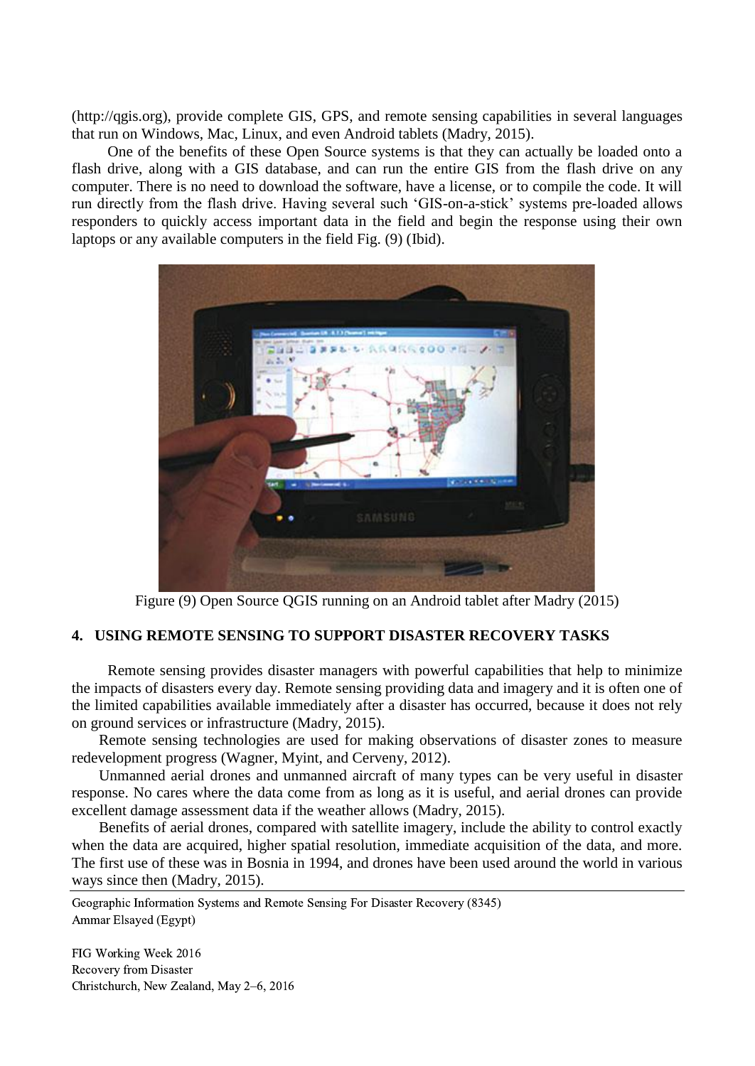(http://qgis.org), provide complete GIS, GPS, and remote sensing capabilities in several languages that run on Windows, Mac, Linux, and even Android tablets (Madry, 2015).

One of the benefits of these Open Source systems is that they can actually be loaded onto a flash drive, along with a GIS database, and can run the entire GIS from the flash drive on any computer. There is no need to download the software, have a license, or to compile the code. It will run directly from the flash drive. Having several such 'GIS-on-a-stick' systems pre-loaded allows responders to quickly access important data in the field and begin the response using their own laptops or any available computers in the field Fig. (9) (Ibid).

Figure (9) Open Source QGIS running on an Android tablet after Madry (2015)

## 4. USING REMOTE SENSING TO SUPPORT DISASTER RECOVERY TASKS

Remote sensing provides disaster managers with powerful capabilities that help to minimize the impacts of disasters every day. Remote sensing providing data and imagery and it is often one of the limited capabilities available immediately after a disaster has occurred, because it does not rely on ground services or infrastructure (Madry, 2015).

Remote sensing technologies are used for making observations of disaster zones to measure redevelopment progress (Wagner, Myint, and Cerveny, 2012).

Unmanned aerial drones and unmanned aircraft of many types can be very useful in disaster response. No cares where the data come from as long as it is useful, and aerial drones can provide excellent damage assessment data if the weather allows (Madry, 2015).

Benefits of aerial drones, compared with satellite imagery, include the ability to control exactly when the data are acquired, higher spatial resolution, immediate acquisition of the data, and more. The first use of these was in Bosnia in 1994, and drones have been used around the world in various ways since then (Madry, 2015).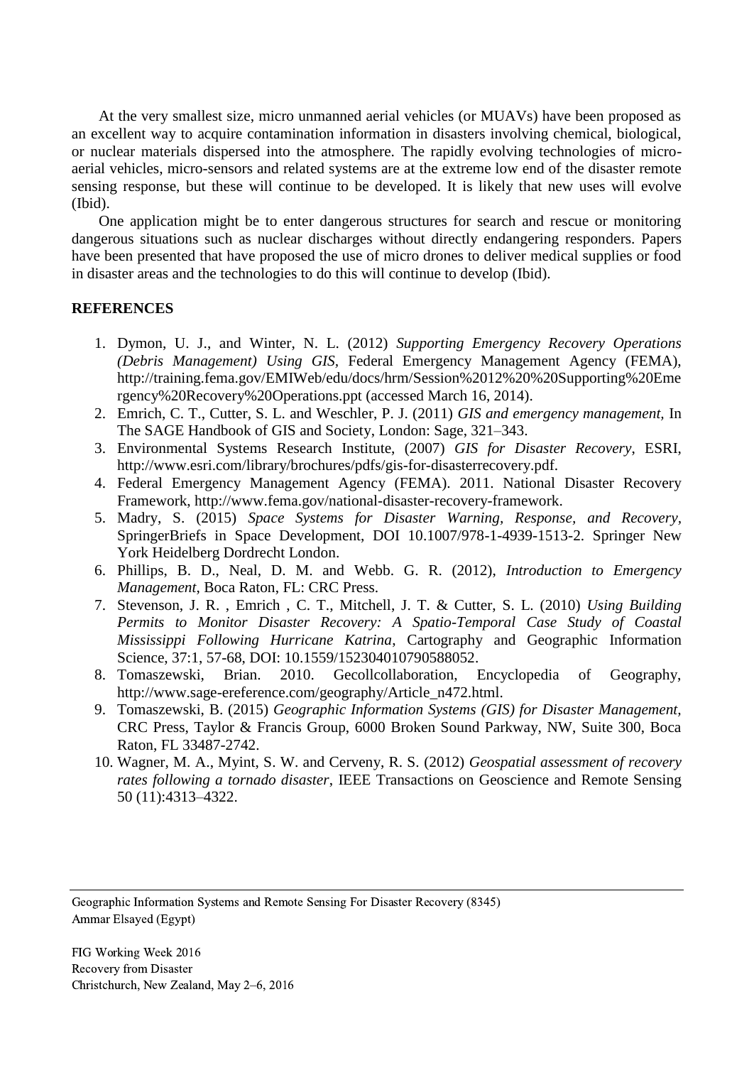At the very smallest size, micro unmanned aerial vehicles (or MUAVs) have been proposed as an excellent way to acquire contamination information in disasters involving chemical, biological, or nuclear materials dispersed into the atmosphere. The rapidly evolving technologies of micro-aerial vehicles, micro-sensors and related systems are at the extreme low end of the disaster remote sensing response, but these will continue to be developed. It is likely that new uses will evolve (Ibid).

One application might be to enter dangerous structures for search and rescue or monitoring dangerous situations such as nuclear discharges without directly endangering responders. Papers have been presented that have proposed the use of micro drones to deliver medical supplies or food in disaster areas and the technologies to do this will continue to develop (Ibid).

**REFERENCES**

1. Dymon, U. J., and Winter, N. L. (2012) *Supporting Emergency Recovery Operations (Debris Management) Using GIS*, Federal Emergency Management Agency (FEMA), http://training.fema.gov/EMIWeb/edu/docs/hrm/Session%2012%20%20Supporting%20Emergency%20Recovery%20Operations.ppt (accessed March 16, 2014).
2. Emrich, C. T., Cutter, S. L. and Weschler, P. J. (2011) *GIS and emergency management*, In The SAGE Handbook of GIS and Society, London: Sage, 321–343.
3. Environmental Systems Research Institute, (2007) *GIS for Disaster Recovery*, ESRI, http://www.esri.com/library/brochures/pdfs/gis-for-disasterrecovery.pdf.
4. Federal Emergency Management Agency (FEMA). 2011. National Disaster Recovery Framework, http://www.fema.gov/national-disaster-recovery-framework.
5. Madry, S. (2015) *Space Systems for Disaster Warning, Response, and Recovery*, SpringerBriefs in Space Development, DOI 10.1007/978-1-4939-1513-2. Springer New York Heidelberg Dordrecht London.
6. Phillips, B. D., Neal, D. M. and Webb. G. R. (2012), *Introduction to Emergency Management*, Boca Raton, FL: CRC Press.
7. Stevenson, J. R. , Emrich , C. T., Mitchell, J. T. & Cutter, S. L. (2010) *Using Building Permits to Monitor Disaster Recovery: A Spatio-Temporal Case Study of Coastal Mississippi Following Hurricane Katrina*, Cartography and Geographic Information Science, 37:1, 57-68, DOI: 10.1559/152304010790588052.
8. Tomaszewski, Brian. 2010. Gecollcollaboration, Encyclopedia of Geography, http://www.sage-ereference.com/geography/Article_n472.html.
9. Tomaszewski, B. (2015) *Geographic Information Systems (GIS) for Disaster Management*, CRC Press, Taylor & Francis Group, 6000 Broken Sound Parkway, NW, Suite 300, Boca Raton, FL 33487-2742.
10. Wagner, M. A., Myint, S. W. and Cerveny, R. S. (2012) *Geospatial assessment of recovery rates following a tornado disaster*, IEEE Transactions on Geoscience and Remote Sensing 50 (11):4313–4322.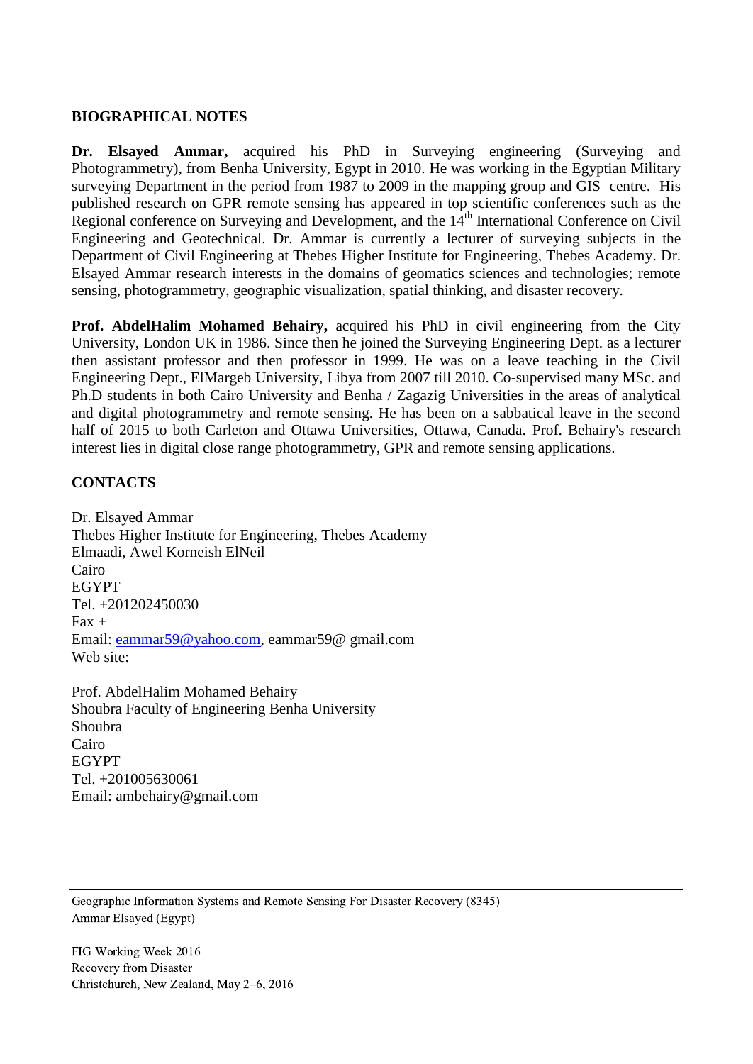## BIOGRAPHICAL NOTES

**Dr. Elsayed Ammar,** acquired his PhD in Surveying engineering (Surveying and Photogrammetry), from Benha University, Egypt in 2010. He was working in the Egyptian Military surveying Department in the period from 1987 to 2009 in the mapping group and GIS centre. His published research on GPR remote sensing has appeared in top scientific conferences such as the Regional conference on Surveying and Development, and the 14th International Conference on Civil Engineering and Geotechnical. Dr. Ammar is currently a lecturer of surveying subjects in the Department of Civil Engineering at Thebes Higher Institute for Engineering, Thebes Academy. Dr. Elsayed Ammar research interests in the domains of geomatics sciences and technologies; remote sensing, photogrammetry, geographic visualization, spatial thinking, and disaster recovery.

**Prof. AbdelHalim Mohamed Behairy,** acquired his PhD in civil engineering from the City University, London UK in 1986. Since then he joined the Surveying Engineering Dept. as a lecturer then assistant professor and then professor in 1999. He was on a leave teaching in the Civil Engineering Dept., ElMargeb University, Libya from 2007 till 2010. Co-supervised many MSc. and Ph.D students in both Cairo University and Benha / Zagazig Universities in the areas of analytical and digital photogrammetry and remote sensing. He has been on a sabbatical leave in the second half of 2015 to both Carleton and Ottawa Universities, Ottawa, Canada. Prof. Behairy's research interest lies in digital close range photogrammetry, GPR and remote sensing applications.

## CONTACTS

Dr. Elsayed Ammar
Thebes Higher Institute for Engineering, Thebes Academy
Elmaadi, Awel Korneish ElNeil
Cairo
EGYPT
Tel. +201202450030
Fax +
Email: eammar59@yahoo.com, eammar59@ gmail.com
Web site:

Prof. AbdelHalim Mohamed Behairy
Shoubra Faculty of Engineering Benha University
Shoubra
Cairo
EGYPT
Tel. +201005630061
Email: ambehairy@gmail.com